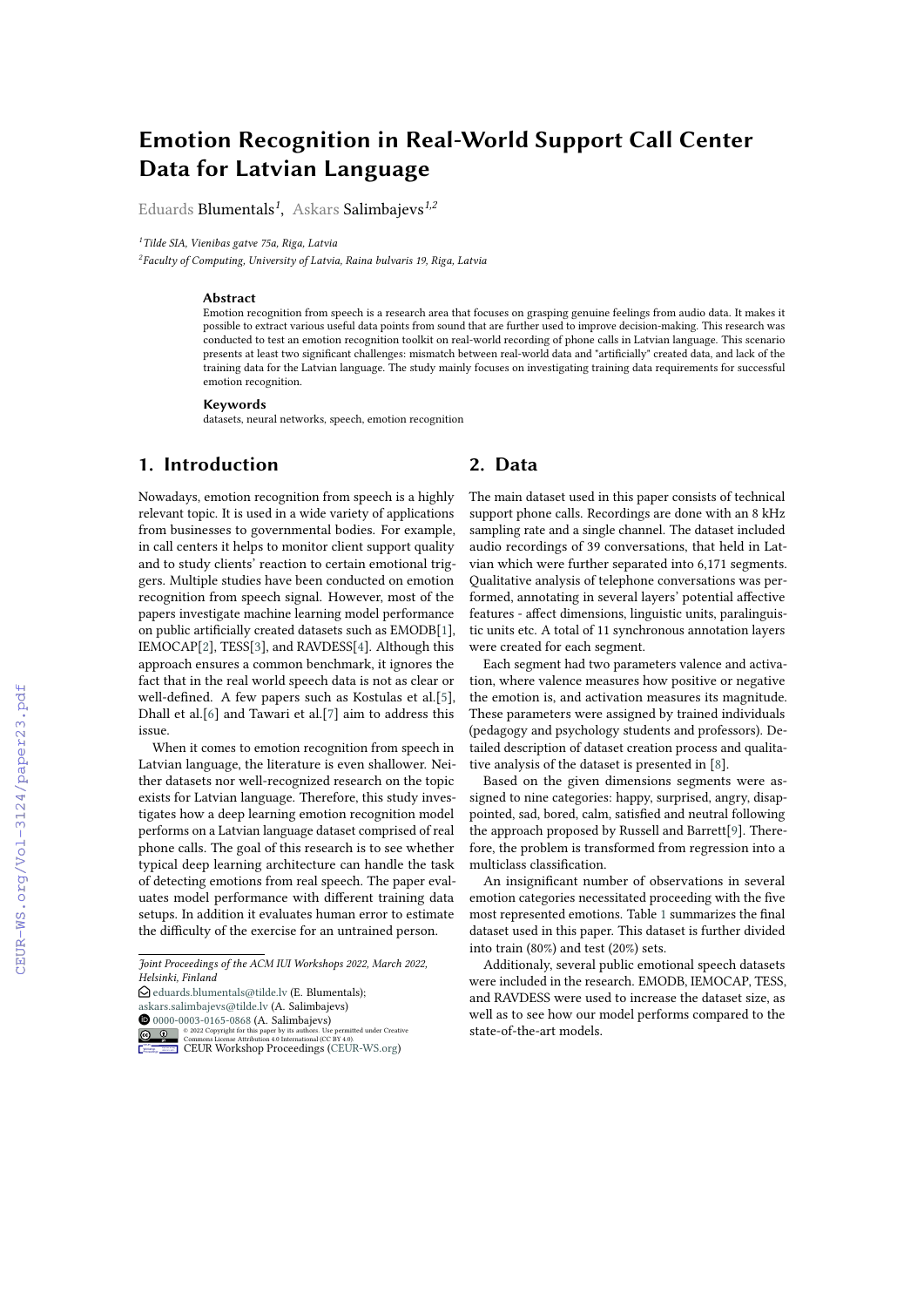# Emotion Recognition in Real-World Support Call Center Data for Latvian Language

Eduards Blumentals[1], Askars Salimbajevs[1,2]

[1]Tilde SIA, Vienibas gatve 75a, Riga, Latvia

[2]Faculty of Computing, University of Latvia, Raina bulvaris 19, Riga, Latvia

### Abstract

Emotion recognition from speech is a research area that focuses on grasping genuine feelings from audio data. It makes it possible to extract various useful data points from sound that are further used to improve decision-making. This research was conducted to test an emotion recognition toolkit on real-world recording of phone calls in Latvian language. This scenario presents at least two significant challenges: mismatch between real-world data and "artificially" created data, and lack of the training data for the Latvian language. The study mainly focuses on investigating training data requirements for successful emotion recognition.

### Keywords

datasets, neural networks, speech, emotion recognition

## 1. Introduction

Nowadays, emotion recognition from speech is a highly relevant topic. It is used in a wide variety of applications from businesses to governmental bodies. For example, in call centers it helps to monitor client support quality and to study clients' reaction to certain emotional triggers. Multiple studies have been conducted on emotion recognition from speech signal. However, most of the papers investigate machine learning model performance on public artificially created datasets such as EMODB[1], IEMOCAP[2], TESS[3], and RAVDESS[4]. Although this approach ensures a common benchmark, it ignores the fact that in the real world speech data is not as clear or well-defined. A few papers such as Kostulas et al.[5], Dhall et al.[6] and Tawari et al.[7] aim to address this issue.

When it comes to emotion recognition from speech in Latvian language, the literature is even shallower. Neither datasets nor well-recognized research on the topic exists for Latvian language. Therefore, this study investigates how a deep learning emotion recognition model performs on a Latvian language dataset comprised of real phone calls. The goal of this research is to see whether typical deep learning architecture can handle the task of detecting emotions from real speech. The paper evaluates model performance with different training data setups. In addition it evaluates human error to estimate the difficulty of the exercise for an untrained person.

*Joint Proceedings of the ACM IUI Workshops 2022, March 2022, Helsinki, Finland*

eduards.blumentals@tilde.lv (E. Blumentals); askars.salimbajevs@tilde.lv (A. Salimbajevs)

0000-0003-0165-0868 (A. Salimbajevs)

© 2022 Copyright for this paper by its authors. Use permitted under Creative Commons License Attribution 4.0 International (CC BY 4.0).

CEUR Workshop Proceedings (CEUR-WS.org)

## 2. Data

The main dataset used in this paper consists of technical support phone calls. Recordings are done with an 8 kHz sampling rate and a single channel. The dataset included audio recordings of 39 conversations, that held in Latvian which were further separated into 6,171 segments. Qualitative analysis of telephone conversations was performed, annotating in several layers' potential affective features - affect dimensions, linguistic units, paralinguistic units etc. A total of 11 synchronous annotation layers were created for each segment.

Each segment had two parameters valence and activation, where valence measures how positive or negative the emotion is, and activation measures its magnitude. These parameters were assigned by trained individuals (pedagogy and psychology students and professors). Detailed description of dataset creation process and qualitative analysis of the dataset is presented in [8].

Based on the given dimensions segments were assigned to nine categories: happy, surprised, angry, disappointed, sad, bored, calm, satisfied and neutral following the approach proposed by Russell and Barrett[9]. Therefore, the problem is transformed from regression into a multiclass classification.

An insignificant number of observations in several emotion categories necessitated proceeding with the five most represented emotions. Table 1 summarizes the final dataset used in this paper. This dataset is further divided into train (80%) and test (20%) sets.

Additionaly, several public emotional speech datasets were included in the research. EMODB, IEMOCAP, TESS, and RAVDESS were used to increase the dataset size, as well as to see how our model performs compared to the state-of-the-art models.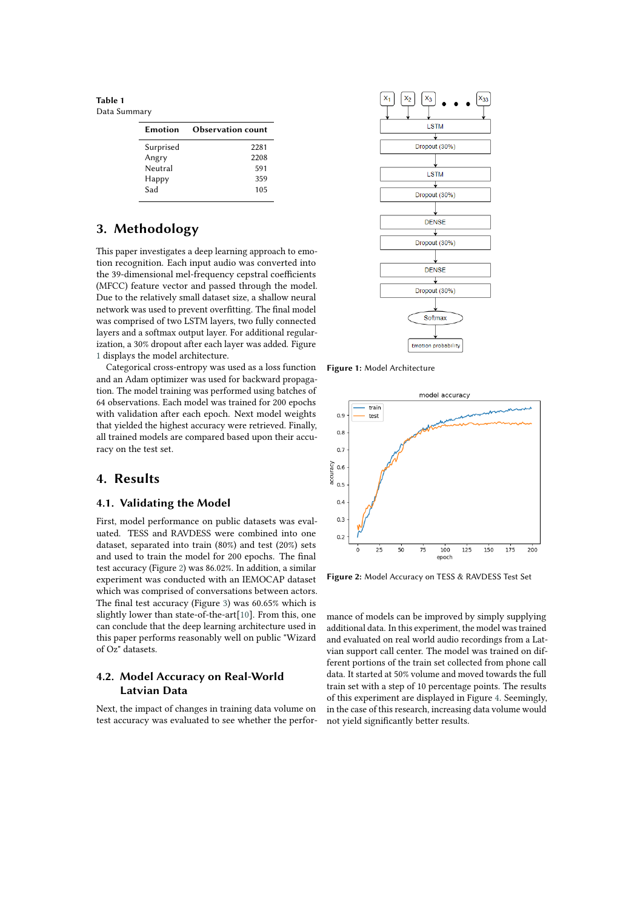**Table 1**
Data Summary

| Emotion | Observation count |
|---|---|
| Surprised | 2281 |
| Angry | 2208 |
| Neutral | 591 |
| Happy | 359 |
| Sad | 105 |

# 3. Methodology

This paper investigates a deep learning approach to emotion recognition. Each input audio was converted into the 39-dimensional mel-frequency cepstral coefficients (MFCC) feature vector and passed through the model. Due to the relatively small dataset size, a shallow neural network was used to prevent overfitting. The final model was comprised of two LSTM layers, two fully connected layers and a softmax output layer. For additional regularization, a 30% dropout after each layer was added. Figure 1 displays the model architecture.

Categorical cross-entropy was used as a loss function and an Adam optimizer was used for backward propagation. The model training was performed using batches of 64 observations. Each model was trained for 200 epochs with validation after each epoch. Next model weights that yielded the highest accuracy were retrieved. Finally, all trained models are compared based upon their accuracy on the test set.

**Figure 1:** Model Architecture

**Figure 2:** Model Accuracy on TESS & RAVDESS Test Set

# 4. Results

## 4.1. Validating the Model

First, model performance on public datasets was evaluated. TESS and RAVDESS were combined into one dataset, separated into train (80%) and test (20%) sets and used to train the model for 200 epochs. The final test accuracy (Figure 2) was 86.02%. In addition, a similar experiment was conducted with an IEMOCAP dataset which was comprised of conversations between actors. The final test accuracy (Figure 3) was 60.65% which is slightly lower than state-of-the-art[10]. From this, one can conclude that the deep learning architecture used in this paper performs reasonably well on public "Wizard of Oz" datasets.

## 4.2. Model Accuracy on Real-World Latvian Data

Next, the impact of changes in training data volume on test accuracy was evaluated to see whether the performance of models can be improved by simply supplying additional data. In this experiment, the model was trained and evaluated on real world audio recordings from a Latvian support call center. The model was trained on different portions of the train set collected from phone call data. It started at 50% volume and moved towards the full train set with a step of 10 percentage points. The results of this experiment are displayed in Figure 4. Seemingly, in the case of this research, increasing data volume would not yield significantly better results.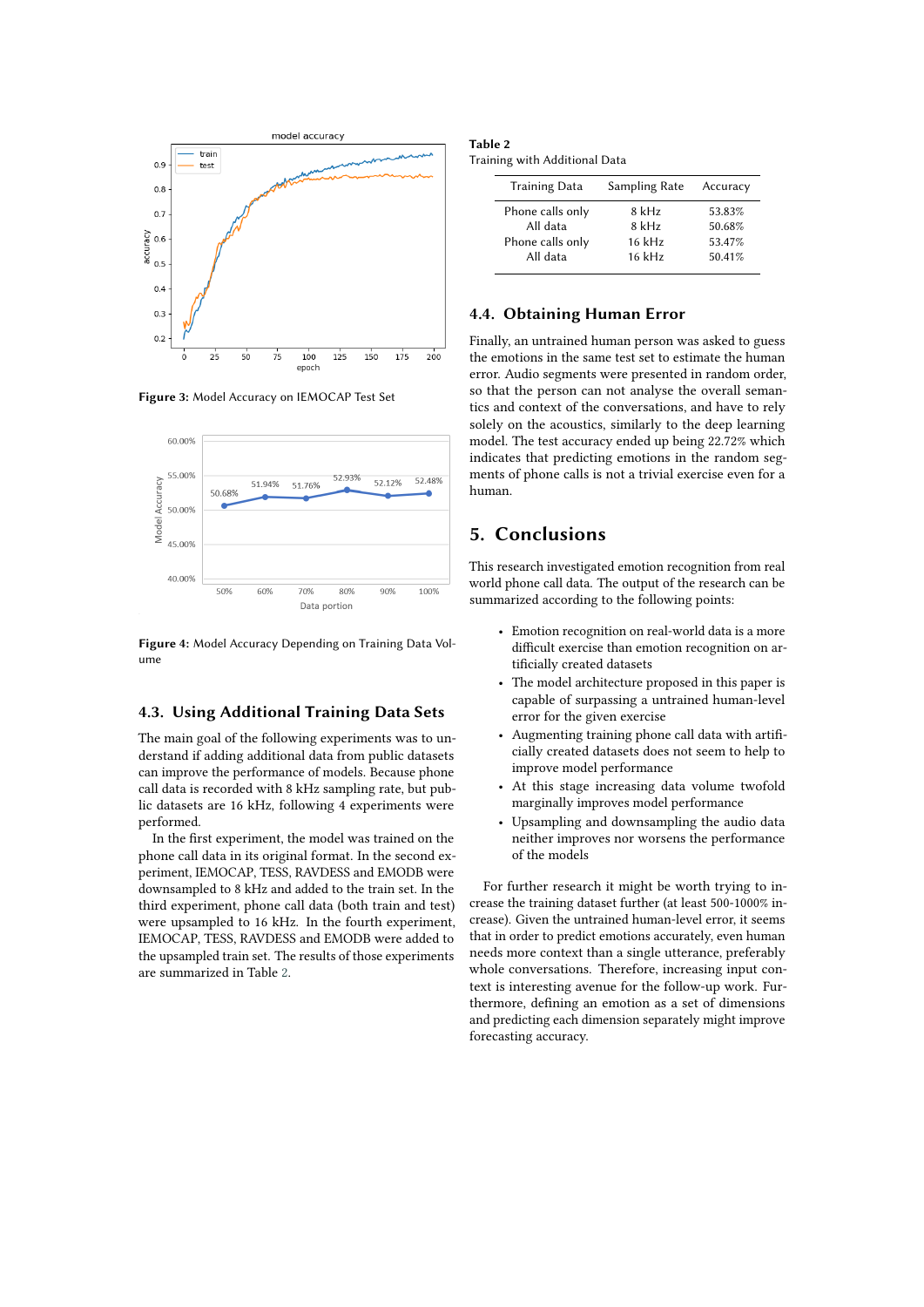Figure 3: Model Accuracy on IEMOCAP Test Set

Figure 4: Model Accuracy Depending on Training Data Volume

## 4.3. Using Additional Training Data Sets

The main goal of the following experiments was to understand if adding additional data from public datasets can improve the performance of models. Because phone call data is recorded with 8 kHz sampling rate, but public datasets are 16 kHz, following 4 experiments were performed.

In the first experiment, the model was trained on the phone call data in its original format. In the second experiment, IEMOCAP, TESS, RAVDESS and EMODB were downsampled to 8 kHz and added to the train set. In the third experiment, phone call data (both train and test) were upsampled to 16 kHz. In the fourth experiment, IEMOCAP, TESS, RAVDESS and EMODB were added to the upsampled train set. The results of those experiments are summarized in Table 2.

**Table 2**
Training with Additional Data

| Training Data | Sampling Rate | Accuracy |
|---|---|---|
| Phone calls only | 8 kHz | 53.83% |
| All data | 8 kHz | 50.68% |
| Phone calls only | 16 kHz | 53.47% |
| All data | 16 kHz | 50.41% |

## 4.4. Obtaining Human Error

Finally, an untrained human person was asked to guess the emotions in the same test set to estimate the human error. Audio segments were presented in random order, so that the person can not analyse the overall semantics and context of the conversations, and have to rely solely on the acoustics, similarly to the deep learning model. The test accuracy ended up being 22.72% which indicates that predicting emotions in the random segments of phone calls is not a trivial exercise even for a human.

# 5. Conclusions

This research investigated emotion recognition from real world phone call data. The output of the research can be summarized according to the following points:

- Emotion recognition on real-world data is a more difficult exercise than emotion recognition on artificially created datasets
- The model architecture proposed in this paper is capable of surpassing a untrained human-level error for the given exercise
- Augmenting training phone call data with artificially created datasets does not seem to help to improve model performance
- At this stage increasing data volume twofold marginally improves model performance
- Upsampling and downsampling the audio data neither improves nor worsens the performance of the models

For further research it might be worth trying to increase the training dataset further (at least 500-1000% increase). Given the untrained human-level error, it seems that in order to predict emotions accurately, even human needs more context than a single utterance, preferably whole conversations. Therefore, increasing input context is interesting avenue for the follow-up work. Furthermore, defining an emotion as a set of dimensions and predicting each dimension separately might improve forecasting accuracy.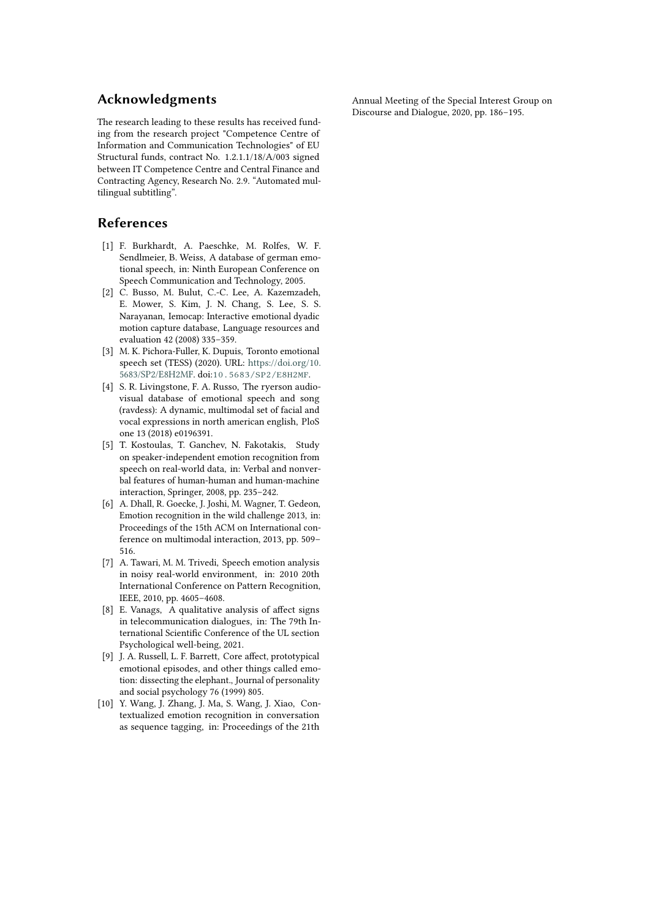## Acknowledgments

The research leading to these results has received funding from the research project "Competence Centre of Information and Communication Technologies" of EU Structural funds, contract No. 1.2.1.1/18/A/003 signed between IT Competence Centre and Central Finance and Contracting Agency, Research No. 2.9. “Automated multilingual subtitling”.

## References

[1] F. Burkhardt, A. Paeschke, M. Rolfes, W. F. Sendlmeier, B. Weiss, A database of german emotional speech, in: Ninth European Conference on Speech Communication and Technology, 2005.

[2] C. Busso, M. Bulut, C.-C. Lee, A. Kazemzadeh, E. Mower, S. Kim, J. N. Chang, S. Lee, S. S. Narayanan, Iemocap: Interactive emotional dyadic motion capture database, Language resources and evaluation 42 (2008) 335–359.

[3] M. K. Pichora-Fuller, K. Dupuis, Toronto emotional speech set (TESS) (2020). URL: https://doi.org/10.5683/SP2/E8H2MF. doi:10.5683/SP2/E8H2MF.

[4] S. R. Livingstone, F. A. Russo, The ryerson audio-visual database of emotional speech and song (ravdess): A dynamic, multimodal set of facial and vocal expressions in north american english, PloS one 13 (2018) e0196391.

[5] T. Kostoulas, T. Ganchev, N. Fakotakis, Study on speaker-independent emotion recognition from speech on real-world data, in: Verbal and nonverbal features of human-human and human-machine interaction, Springer, 2008, pp. 235–242.

[6] A. Dhall, R. Goecke, J. Joshi, M. Wagner, T. Gedeon, Emotion recognition in the wild challenge 2013, in: Proceedings of the 15th ACM on International conference on multimodal interaction, 2013, pp. 509–516.

[7] A. Tawari, M. M. Trivedi, Speech emotion analysis in noisy real-world environment, in: 2010 20th International Conference on Pattern Recognition, IEEE, 2010, pp. 4605–4608.

[8] E. Vanags, A qualitative analysis of affect signs in telecommunication dialogues, in: The 79th International Scientific Conference of the UL section Psychological well-being, 2021.

[9] J. A. Russell, L. F. Barrett, Core affect, prototypical emotional episodes, and other things called emotion: dissecting the elephant., Journal of personality and social psychology 76 (1999) 805.

[10] Y. Wang, J. Zhang, J. Ma, S. Wang, J. Xiao, Contextualized emotion recognition in conversation as sequence tagging, in: Proceedings of the 21th Annual Meeting of the Special Interest Group on Discourse and Dialogue, 2020, pp. 186–195.